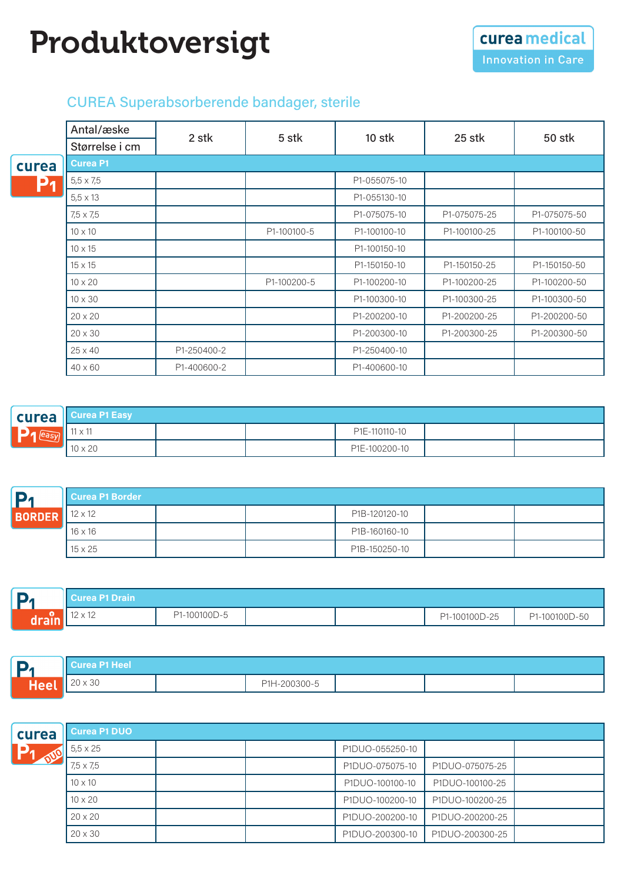# Produktoversigt

curea medical
Innovation in Care

## CUREA Superabsorberende bandager, sterile

| Antal/æske / Størrelse i cm | 2 stk | 5 stk | 10 stk | 25 stk | 50 stk |
|---|---|---|---|---|---|
| **Curea P1** | | | | | |
| 5,5 x 7,5 | | | P1-055075-10 | | |
| 5,5 x 13 | | | P1-055130-10 | | |
| 7,5 x 7,5 | | | P1-075075-10 | P1-075075-25 | P1-075075-50 |
| 10 x 10 | | P1-100100-5 | P1-100100-10 | P1-100100-25 | P1-100100-50 |
| 10 x 15 | | | P1-100150-10 | | |
| 15 x 15 | | | P1-150150-10 | P1-150150-25 | P1-150150-50 |
| 10 x 20 | | P1-100200-5 | P1-100200-10 | P1-100200-25 | P1-100200-50 |
| 10 x 30 | | | P1-100300-10 | P1-100300-25 | P1-100300-50 |
| 20 x 20 | | | P1-200200-10 | P1-200200-25 | P1-200200-50 |
| 20 x 30 | | | P1-200300-10 | P1-200300-25 | P1-200300-50 |
| 25 x 40 | P1-250400-2 | | P1-250400-10 | | |
| 40 x 60 | P1-400600-2 | | P1-400600-10 | | |

| **Curea P1 Easy** | | | | | |
|---|---|---|---|---|---|
| 11 x 11 | | | P1E-110110-10 | | |
| 10 x 20 | | | P1E-100200-10 | | |

| **Curea P1 Border** | | | | | |
|---|---|---|---|---|---|
| 12 x 12 | | | P1B-120120-10 | | |
| 16 x 16 | | | P1B-160160-10 | | |
| 15 x 25 | | | P1B-150250-10 | | |

| **Curea P1 Drain** | | | | | |
|---|---|---|---|---|---|
| 12 x 12 | P1-100100D-5 | | | P1-100100D-25 | P1-100100D-50 |

| **Curea P1 Heel** | | | | | |
|---|---|---|---|---|---|
| 20 x 30 | | P1H-200300-5 | | | |

| **Curea P1 DUO** | | | | | |
|---|---|---|---|---|---|
| 5,5 x 25 | | | P1DUO-055250-10 | | |
| 7,5 x 7,5 | | | P1DUO-075075-10 | P1DUO-075075-25 | |
| 10 x 10 | | | P1DUO-100100-10 | P1DUO-100100-25 | |
| 10 x 20 | | | P1DUO-100200-10 | P1DUO-100200-25 | |
| 20 x 20 | | | P1DUO-200200-10 | P1DUO-200200-25 | |
| 20 x 30 | | | P1DUO-200300-10 | P1DUO-200300-25 | |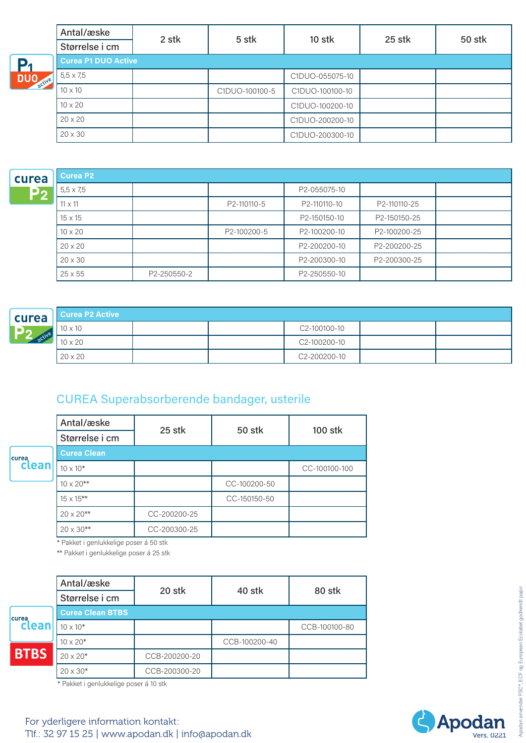| Antal/æske / Størrelse i cm | 2 stk | 5 stk | 10 stk | 25 stk | 50 stk |
|---|---|---|---|---|---|
| **Curea P1 DUO Active** | | | | | |
| 5,5 x 7,5 | | | C1DUO-055075-10 | | |
| 10 x 10 | | C1DUO-100100-5 | C1DUO-100100-10 | | |
| 10 x 20 | | | C1DUO-100200-10 | | |
| 20 x 20 | | | C1DUO-200200-10 | | |
| 20 x 30 | | | C1DUO-200300-10 | | |

| | | | | | |
|---|---|---|---|---|---|
| **Curea P2** | | | | | |
| 5,5 x 7,5 | | | P2-055075-10 | | |
| 11 x 11 | | P2-110110-5 | P2-110110-10 | P2-110110-25 | |
| 15 x 15 | | | P2-150150-10 | P2-150150-25 | |
| 10 x 20 | | P2-100200-5 | P2-100200-10 | P2-100200-25 | |
| 20 x 20 | | | P2-200200-10 | P2-200200-25 | |
| 20 x 30 | | | P2-200300-10 | P2-200300-25 | |
| 25 x 55 | P2-250550-2 | | P2-250550-10 | | |

| | | | | | |
|---|---|---|---|---|---|
| **Curea P2 Active** | | | | | |
| 10 x 10 | | | C2-100100-10 | | |
| 10 x 20 | | | C2-100200-10 | | |
| 20 x 20 | | | C2-200200-10 | | |

## CUREA Superabsorberende bandager, usterile

| Antal/æske / Størrelse i cm | 25 stk | 50 stk | 100 stk |
|---|---|---|---|
| **Curea Clean** | | | |
| 10 x 10* | | | CC-100100-100 |
| 10 x 20** | | CC-100200-50 | |
| 15 x 15** | | CC-150150-50 | |
| 20 x 20** | CC-200200-25 | | |
| 20 x 30** | CC-200300-25 | | |

* Pakket i genlukkelige poser á 50 stk

** Pakket i genlukkelige poser á 25 stk

| Antal/æske / Størrelse i cm | 20 stk | 40 stk | 80 stk |
|---|---|---|---|
| **Curea Clean BTBS** | | | |
| 10 x 10* | | | CCB-100100-80 |
| 10 x 20* | | CCB-100200-40 | |
| 20 x 20* | CCB-200200-20 | | |
| 20 x 30* | CCB-200300-20 | | |

* Pakket i genlukkelige poser á 10 stk

For yderligere information kontakt:
Tlf.: 32 97 15 25 | www.apodan.dk | info@apodan.dk

Apodan
Vers. 0221

Apodan anvender FSC®, ECF og European Ecolabel godkendt papir.